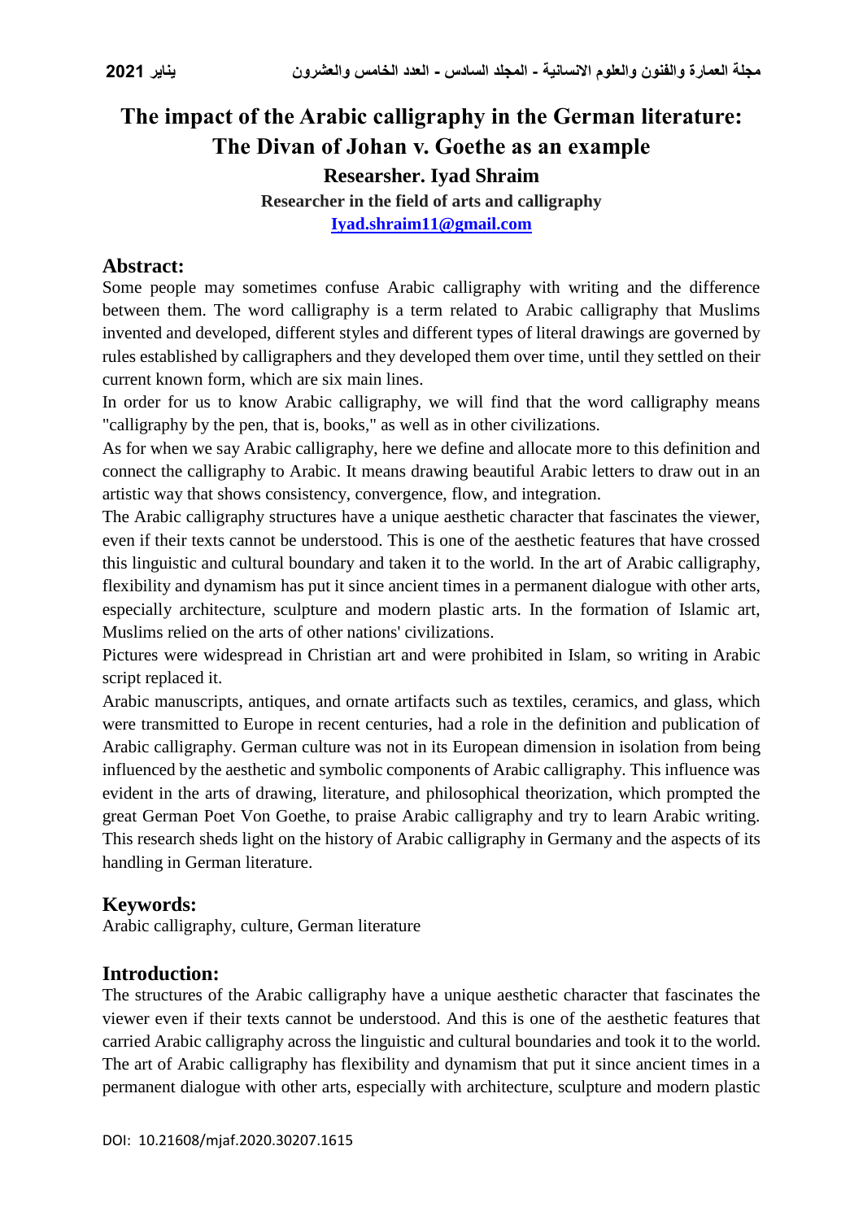# The impact of the Arabic calligraphy in the German literature: The Divan of Johan v. Goethe as an example

**Researsher. Iyad Shraim**

**Researcher in the field of arts and calligraphy**

**Iyad.shraim11@gmail.com**

## Abstract:

Some people may sometimes confuse Arabic calligraphy with writing and the difference between them. The word calligraphy is a term related to Arabic calligraphy that Muslims invented and developed, different styles and different types of literal drawings are governed by rules established by calligraphers and they developed them over time, until they settled on their current known form, which are six main lines.

In order for us to know Arabic calligraphy, we will find that the word calligraphy means "calligraphy by the pen, that is, books," as well as in other civilizations.

As for when we say Arabic calligraphy, here we define and allocate more to this definition and connect the calligraphy to Arabic. It means drawing beautiful Arabic letters to draw out in an artistic way that shows consistency, convergence, flow, and integration.

The Arabic calligraphy structures have a unique aesthetic character that fascinates the viewer, even if their texts cannot be understood. This is one of the aesthetic features that have crossed this linguistic and cultural boundary and taken it to the world. In the art of Arabic calligraphy, flexibility and dynamism has put it since ancient times in a permanent dialogue with other arts, especially architecture, sculpture and modern plastic arts. In the formation of Islamic art, Muslims relied on the arts of other nations' civilizations.

Pictures were widespread in Christian art and were prohibited in Islam, so writing in Arabic script replaced it.

Arabic manuscripts, antiques, and ornate artifacts such as textiles, ceramics, and glass, which were transmitted to Europe in recent centuries, had a role in the definition and publication of Arabic calligraphy. German culture was not in its European dimension in isolation from being influenced by the aesthetic and symbolic components of Arabic calligraphy. This influence was evident in the arts of drawing, literature, and philosophical theorization, which prompted the great German Poet Von Goethe, to praise Arabic calligraphy and try to learn Arabic writing. This research sheds light on the history of Arabic calligraphy in Germany and the aspects of its handling in German literature.

## Keywords:

Arabic calligraphy, culture, German literature

## Introduction:

The structures of the Arabic calligraphy have a unique aesthetic character that fascinates the viewer even if their texts cannot be understood. And this is one of the aesthetic features that carried Arabic calligraphy across the linguistic and cultural boundaries and took it to the world. The art of Arabic calligraphy has flexibility and dynamism that put it since ancient times in a permanent dialogue with other arts, especially with architecture, sculpture and modern plastic

DOI: 10.21608/mjaf.2020.30207.1615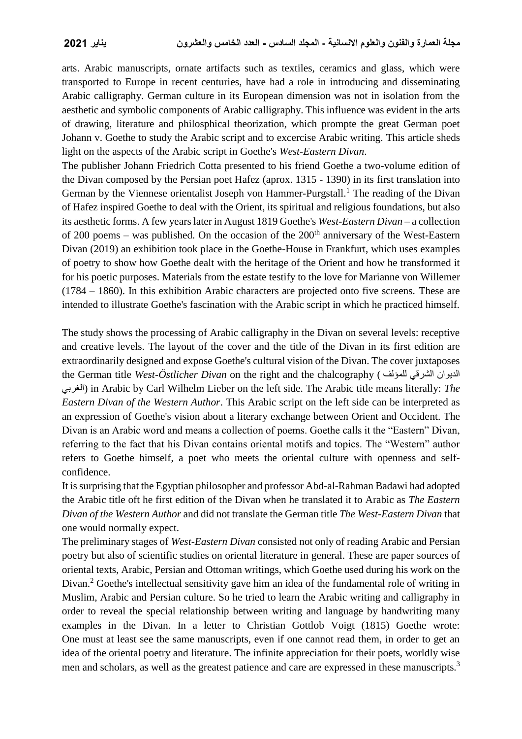arts. Arabic manuscripts, ornate artifacts such as textiles, ceramics and glass, which were transported to Europe in recent centuries, have had a role in introducing and disseminating Arabic calligraphy. German culture in its European dimension was not in isolation from the aesthetic and symbolic components of Arabic calligraphy. This influence was evident in the arts of drawing, literature and philosphical theorization, which prompte the great German poet Johann v. Goethe to study the Arabic script and to excercise Arabic writing. This article sheds light on the aspects of the Arabic script in Goethe's *West-Eastern Divan*.

The publisher Johann Friedrich Cotta presented to his friend Goethe a two-volume edition of the Divan composed by the Persian poet Hafez (aprox. 1315 - 1390) in its first translation into German by the Viennese orientalist Joseph von Hammer-Purgstall.[1] The reading of the Divan of Hafez inspired Goethe to deal with the Orient, its spiritual and religious foundations, but also its aesthetic forms. A few years later in August 1819 Goethe's *West-Eastern Divan* – a collection of 200 poems – was published. On the occasion of the 200th anniversary of the West-Eastern Divan (2019) an exhibition took place in the Goethe-House in Frankfurt, which uses examples of poetry to show how Goethe dealt with the heritage of the Orient and how he transformed it for his poetic purposes. Materials from the estate testify to the love for Marianne von Willemer (1784 – 1860). In this exhibition Arabic characters are projected onto five screens. These are intended to illustrate Goethe's fascination with the Arabic script in which he practiced himself.

The study shows the processing of Arabic calligraphy in the Divan on several levels: receptive and creative levels. The layout of the cover and the title of the Divan in its first edition are extraordinarily designed and expose Goethe's cultural vision of the Divan. The cover juxtaposes the German title *West-Östlicher Divan* on the right and the chalcography (الديوان الشرقي للمؤلف الغربي) in Arabic by Carl Wilhelm Lieber on the left side. The Arabic title means literally: *The Eastern Divan of the Western Author*. This Arabic script on the left side can be interpreted as an expression of Goethe's vision about a literary exchange between Orient and Occident. The Divan is an Arabic word and means a collection of poems. Goethe calls it the "Eastern" Divan, referring to the fact that his Divan contains oriental motifs and topics. The "Western" author refers to Goethe himself, a poet who meets the oriental culture with openness and self-confidence.

It is surprising that the Egyptian philosopher and professor Abd-al-Rahman Badawi had adopted the Arabic title oft he first edition of the Divan when he translated it to Arabic as *The Eastern Divan of the Western Author* and did not translate the German title *The West-Eastern Divan* that one would normally expect.

The preliminary stages of *West-Eastern Divan* consisted not only of reading Arabic and Persian poetry but also of scientific studies on oriental literature in general. These are paper sources of oriental texts, Arabic, Persian and Ottoman writings, which Goethe used during his work on the Divan.[2] Goethe's intellectual sensitivity gave him an idea of the fundamental role of writing in Muslim, Arabic and Persian culture. So he tried to learn the Arabic writing and calligraphy in order to reveal the special relationship between writing and language by handwriting many examples in the Divan. In a letter to Christian Gottlob Voigt (1815) Goethe wrote: One must at least see the same manuscripts, even if one cannot read them, in order to get an idea of the oriental poetry and literature. The infinite appreciation for their poets, worldly wise men and scholars, as well as the greatest patience and care are expressed in these manuscripts.[3]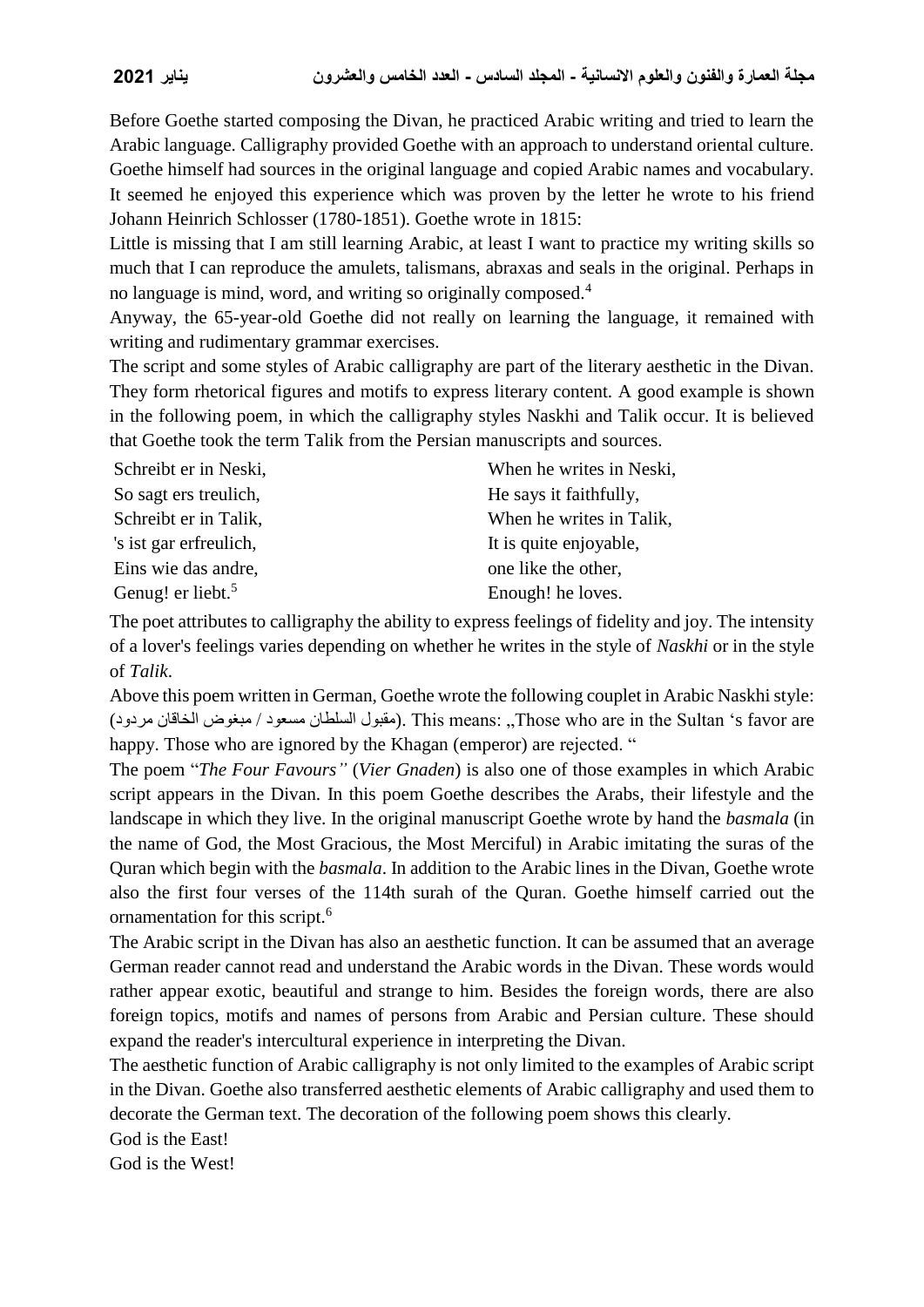Before Goethe started composing the Divan, he practiced Arabic writing and tried to learn the Arabic language. Calligraphy provided Goethe with an approach to understand oriental culture. Goethe himself had sources in the original language and copied Arabic names and vocabulary. It seemed he enjoyed this experience which was proven by the letter he wrote to his friend Johann Heinrich Schlosser (1780-1851). Goethe wrote in 1815:

Little is missing that I am still learning Arabic, at least I want to practice my writing skills so much that I can reproduce the amulets, talismans, abraxas and seals in the original. Perhaps in no language is mind, word, and writing so originally composed.[4]

Anyway, the 65-year-old Goethe did not really on learning the language, it remained with writing and rudimentary grammar exercises.

The script and some styles of Arabic calligraphy are part of the literary aesthetic in the Divan. They form rhetorical figures and motifs to express literary content. A good example is shown in the following poem, in which the calligraphy styles Naskhi and Talik occur. It is believed that Goethe took the term Talik from the Persian manuscripts and sources.

| | |
|---|---|
| Schreibt er in Neski, | When he writes in Neski, |
| So sagt ers treulich, | He says it faithfully, |
| Schreibt er in Talik, | When he writes in Talik, |
| 's ist gar erfreulich, | It is quite enjoyable, |
| Eins wie das andre, | one like the other, |
| Genug! er liebt.[5] | Enough! he loves. |

The poet attributes to calligraphy the ability to express feelings of fidelity and joy. The intensity of a lover's feelings varies depending on whether he writes in the style of *Naskhi* or in the style of *Talik*.

Above this poem written in German, Goethe wrote the following couplet in Arabic Naskhi style: (مقبول السلطان مسعود / مبغوض الخاقان مردود). This means: „Those who are in the Sultan 's favor are happy. Those who are ignored by the Khagan (emperor) are rejected. "

The poem "*The Four Favours"* (*Vier Gnaden*) is also one of those examples in which Arabic script appears in the Divan. In this poem Goethe describes the Arabs, their lifestyle and the landscape in which they live. In the original manuscript Goethe wrote by hand the *basmala* (in the name of God, the Most Gracious, the Most Merciful) in Arabic imitating the suras of the Quran which begin with the *basmala*. In addition to the Arabic lines in the Divan, Goethe wrote also the first four verses of the 114th surah of the Quran. Goethe himself carried out the ornamentation for this script.[6]

The Arabic script in the Divan has also an aesthetic function. It can be assumed that an average German reader cannot read and understand the Arabic words in the Divan. These words would rather appear exotic, beautiful and strange to him. Besides the foreign words, there are also foreign topics, motifs and names of persons from Arabic and Persian culture. These should expand the reader's intercultural experience in interpreting the Divan.

The aesthetic function of Arabic calligraphy is not only limited to the examples of Arabic script in the Divan. Goethe also transferred aesthetic elements of Arabic calligraphy and used them to decorate the German text. The decoration of the following poem shows this clearly.

God is the East!
God is the West!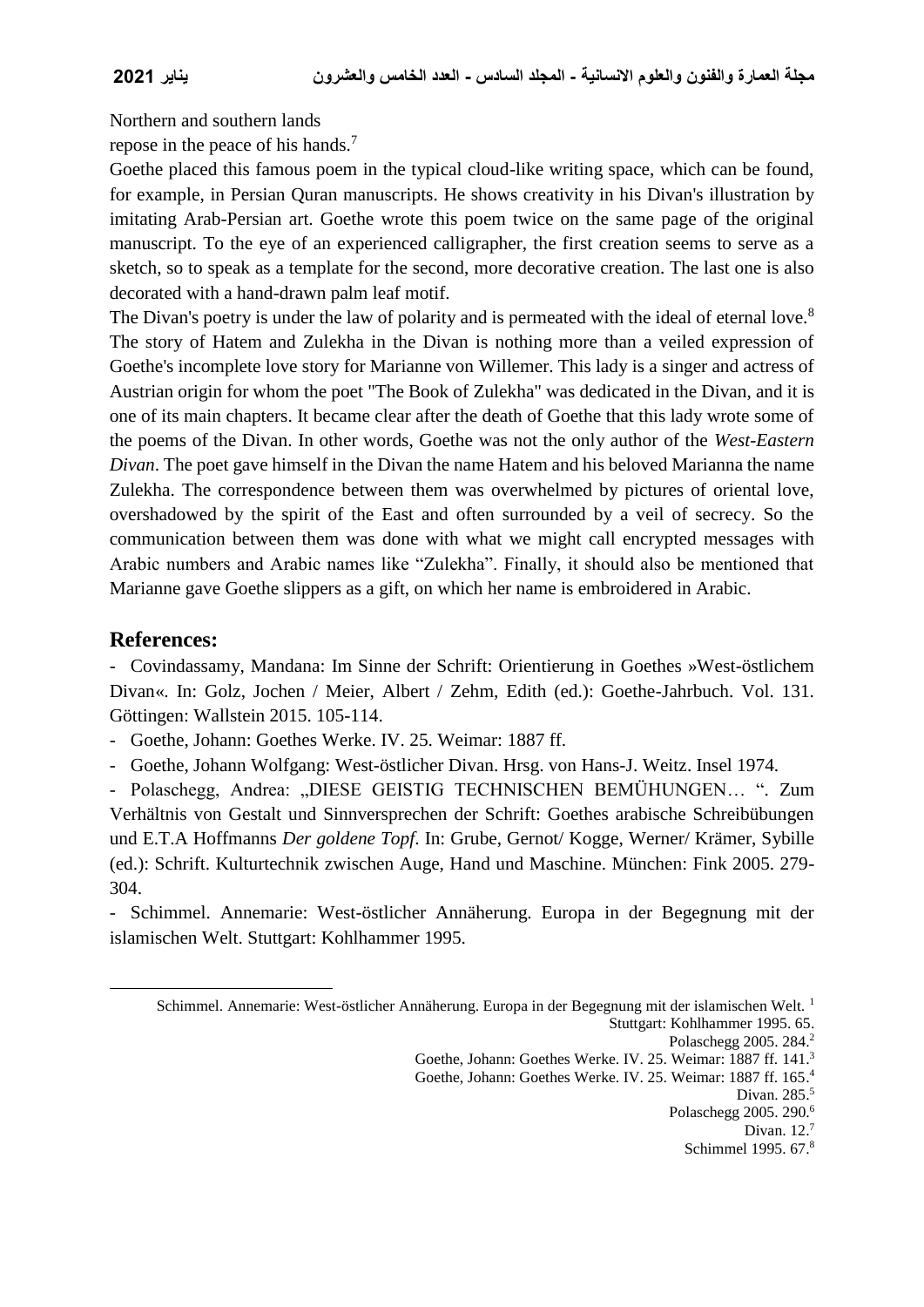Northern and southern lands
repose in the peace of his hands.[7]

Goethe placed this famous poem in the typical cloud-like writing space, which can be found, for example, in Persian Quran manuscripts. He shows creativity in his Divan's illustration by imitating Arab-Persian art. Goethe wrote this poem twice on the same page of the original manuscript. To the eye of an experienced calligrapher, the first creation seems to serve as a sketch, so to speak as a template for the second, more decorative creation. The last one is also decorated with a hand-drawn palm leaf motif.

The Divan's poetry is under the law of polarity and is permeated with the ideal of eternal love.[8] The story of Hatem and Zulekha in the Divan is nothing more than a veiled expression of Goethe's incomplete love story for Marianne von Willemer. This lady is a singer and actress of Austrian origin for whom the poet "The Book of Zulekha" was dedicated in the Divan, and it is one of its main chapters. It became clear after the death of Goethe that this lady wrote some of the poems of the Divan. In other words, Goethe was not the only author of the *West-Eastern Divan*. The poet gave himself in the Divan the name Hatem and his beloved Marianna the name Zulekha. The correspondence between them was overwhelmed by pictures of oriental love, overshadowed by the spirit of the East and often surrounded by a veil of secrecy. So the communication between them was done with what we might call encrypted messages with Arabic numbers and Arabic names like "Zulekha". Finally, it should also be mentioned that Marianne gave Goethe slippers as a gift, on which her name is embroidered in Arabic.

## References:

- Covindassamy, Mandana: Im Sinne der Schrift: Orientierung in Goethes »West-östlichem Divan«. In: Golz, Jochen / Meier, Albert / Zehm, Edith (ed.): Goethe-Jahrbuch. Vol. 131. Göttingen: Wallstein 2015. 105-114.
- Goethe, Johann: Goethes Werke. IV. 25. Weimar: 1887 ff.
- Goethe, Johann Wolfgang: West-östlicher Divan. Hrsg. von Hans-J. Weitz. Insel 1974.
- Polaschegg, Andrea: „DIESE GEISTIG TECHNISCHEN BEMÜHUNGEN… ". Zum Verhältnis von Gestalt und Sinnversprechen der Schrift: Goethes arabische Schreibübungen und E.T.A Hoffmanns *Der goldene Topf*. In: Grube, Gernot/ Kogge, Werner/ Krämer, Sybille (ed.): Schrift. Kulturtechnik zwischen Auge, Hand und Maschine. München: Fink 2005. 279-304.
- Schimmel. Annemarie: West-östlicher Annäherung. Europa in der Begegnung mit der islamischen Welt. Stuttgart: Kohlhammer 1995.

---

[1] Schimmel. Annemarie: West-östlicher Annäherung. Europa in der Begegnung mit der islamischen Welt. Stuttgart: Kohlhammer 1995. 65.

[2] Polaschegg 2005. 284.

[3] Goethe, Johann: Goethes Werke. IV. 25. Weimar: 1887 ff. 141.

[4] Goethe, Johann: Goethes Werke. IV. 25. Weimar: 1887 ff. 165.

[5] Divan. 285.

[6] Polaschegg 2005. 290.

[7] Divan. 12.

[8] Schimmel 1995. 67.